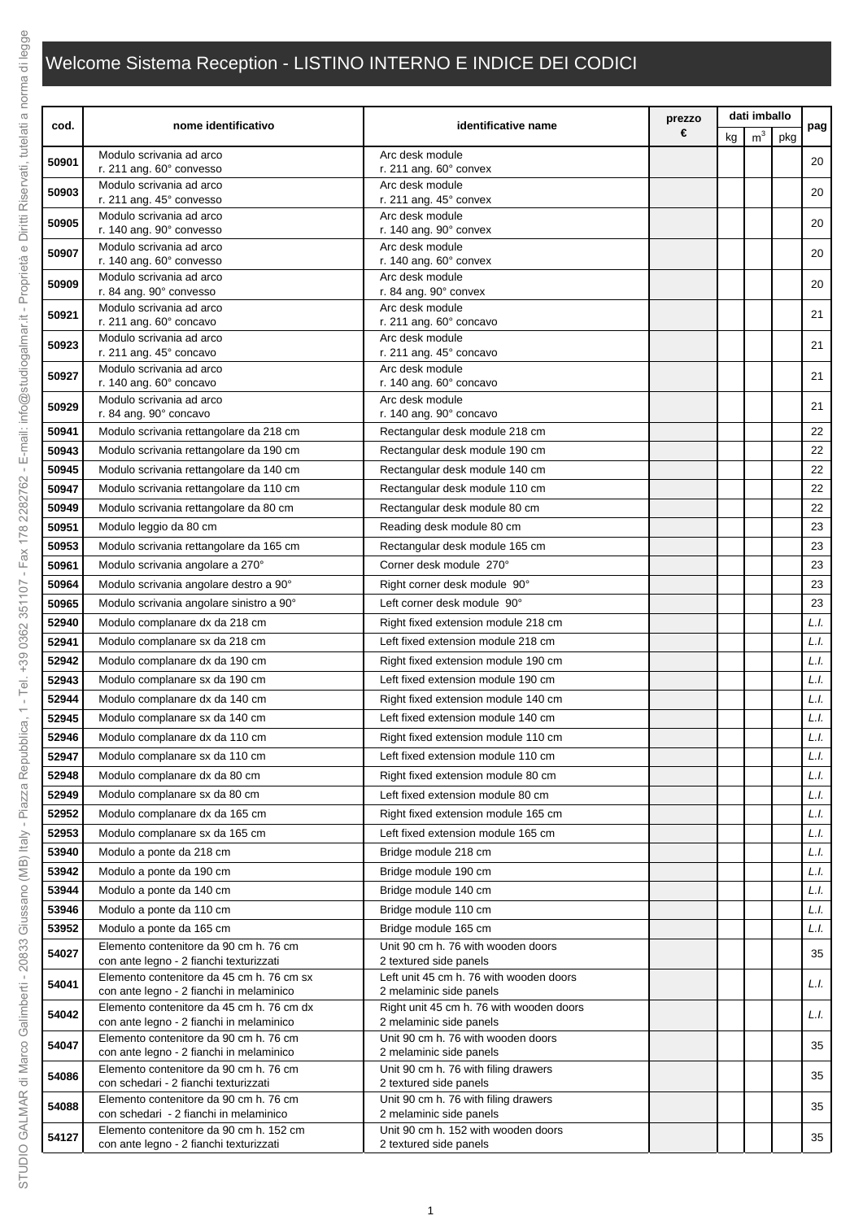# Welcome Sistema Reception - LISTINO INTERNO E INDICE DEI CODICI

| cod. | nome identificativo | identificative name | prezzo € | dati imballo | | | pag |
|---|---|---|---|---|---|---|---|
| | | | | kg | $m^3$ | pkg | |
| 50901 | Modulo scrivania ad arco r. 211 ang. 60° convesso | Arc desk module r. 211 ang. 60° convex | | | | | 20 |
| 50903 | Modulo scrivania ad arco r. 211 ang. 45° convesso | Arc desk module r. 211 ang. 45° convex | | | | | 20 |
| 50905 | Modulo scrivania ad arco r. 140 ang. 90° convesso | Arc desk module r. 140 ang. 90° convex | | | | | 20 |
| 50907 | Modulo scrivania ad arco r. 140 ang. 60° convesso | Arc desk module r. 140 ang. 60° convex | | | | | 20 |
| 50909 | Modulo scrivania ad arco r. 84 ang. 90° convesso | Arc desk module r. 84 ang. 90° convex | | | | | 20 |
| 50921 | Modulo scrivania ad arco r. 211 ang. 60° concavo | Arc desk module r. 211 ang. 60° concavo | | | | | 21 |
| 50923 | Modulo scrivania ad arco r. 211 ang. 45° concavo | Arc desk module r. 211 ang. 45° concavo | | | | | 21 |
| 50927 | Modulo scrivania ad arco r. 140 ang. 60° concavo | Arc desk module r. 140 ang. 60° concavo | | | | | 21 |
| 50929 | Modulo scrivania ad arco r. 84 ang. 90° concavo | Arc desk module r. 140 ang. 90° concavo | | | | | 21 |
| 50941 | Modulo scrivania rettangolare da 218 cm | Rectangular desk module 218 cm | | | | | 22 |
| 50943 | Modulo scrivania rettangolare da 190 cm | Rectangular desk module 190 cm | | | | | 22 |
| 50945 | Modulo scrivania rettangolare da 140 cm | Rectangular desk module 140 cm | | | | | 22 |
| 50947 | Modulo scrivania rettangolare da 110 cm | Rectangular desk module 110 cm | | | | | 22 |
| 50949 | Modulo scrivania rettangolare da 80 cm | Rectangular desk module 80 cm | | | | | 22 |
| 50951 | Modulo leggio da 80 cm | Reading desk module 80 cm | | | | | 23 |
| 50953 | Modulo scrivania rettangolare da 165 cm | Rectangular desk module 165 cm | | | | | 23 |
| 50961 | Modulo scrivania angolare a 270° | Corner desk module 270° | | | | | 23 |
| 50964 | Modulo scrivania angolare destro a 90° | Right corner desk module 90° | | | | | 23 |
| 50965 | Modulo scrivania angolare sinistro a 90° | Left corner desk module 90° | | | | | 23 |
| 52940 | Modulo complanare dx da 218 cm | Right fixed extension module 218 cm | | | | | *L.I.* |
| 52941 | Modulo complanare sx da 218 cm | Left fixed extension module 218 cm | | | | | *L.I.* |
| 52942 | Modulo complanare dx da 190 cm | Right fixed extension module 190 cm | | | | | *L.I.* |
| 52943 | Modulo complanare sx da 190 cm | Left fixed extension module 190 cm | | | | | *L.I.* |
| 52944 | Modulo complanare dx da 140 cm | Right fixed extension module 140 cm | | | | | *L.I.* |
| 52945 | Modulo complanare sx da 140 cm | Left fixed extension module 140 cm | | | | | *L.I.* |
| 52946 | Modulo complanare dx da 110 cm | Right fixed extension module 110 cm | | | | | *L.I.* |
| 52947 | Modulo complanare sx da 110 cm | Left fixed extension module 110 cm | | | | | *L.I.* |
| 52948 | Modulo complanare dx da 80 cm | Right fixed extension module 80 cm | | | | | *L.I.* |
| 52949 | Modulo complanare sx da 80 cm | Left fixed extension module 80 cm | | | | | *L.I.* |
| 52952 | Modulo complanare dx da 165 cm | Right fixed extension module 165 cm | | | | | *L.I.* |
| 52953 | Modulo complanare sx da 165 cm | Left fixed extension module 165 cm | | | | | *L.I.* |
| 53940 | Modulo a ponte da 218 cm | Bridge module 218 cm | | | | | *L.I.* |
| 53942 | Modulo a ponte da 190 cm | Bridge module 190 cm | | | | | *L.I.* |
| 53944 | Modulo a ponte da 140 cm | Bridge module 140 cm | | | | | *L.I.* |
| 53946 | Modulo a ponte da 110 cm | Bridge module 110 cm | | | | | *L.I.* |
| 53952 | Modulo a ponte da 165 cm | Bridge module 165 cm | | | | | *L.I.* |
| 54027 | Elemento contenitore da 90 cm h. 76 cm con ante legno - 2 fianchi texturizzati | Unit 90 cm h. 76 with wooden doors 2 textured side panels | | | | | 35 |
| 54041 | Elemento contenitore da 45 cm h. 76 cm sx con ante legno - 2 fianchi in melaminico | Left unit 45 cm h. 76 with wooden doors 2 melaminic side panels | | | | | *L.I.* |
| 54042 | Elemento contenitore da 45 cm h. 76 cm dx con ante legno - 2 fianchi in melaminico | Right unit 45 cm h. 76 with wooden doors 2 melaminic side panels | | | | | *L.I.* |
| 54047 | Elemento contenitore da 90 cm h. 76 cm con ante legno - 2 fianchi in melaminico | Unit 90 cm h. 76 with wooden doors 2 melaminic side panels | | | | | 35 |
| 54086 | Elemento contenitore da 90 cm h. 76 cm con schedari - 2 fianchi texturizzati | Unit 90 cm h. 76 with filing drawers 2 textured side panels | | | | | 35 |
| 54088 | Elemento contenitore da 90 cm h. 76 cm con schedari - 2 fianchi in melaminico | Unit 90 cm h. 76 with filing drawers 2 melaminic side panels | | | | | 35 |
| 54127 | Elemento contenitore da 90 cm h. 152 cm con ante legno - 2 fianchi texturizzati | Unit 90 cm h. 152 with wooden doors 2 textured side panels | | | | | 35 |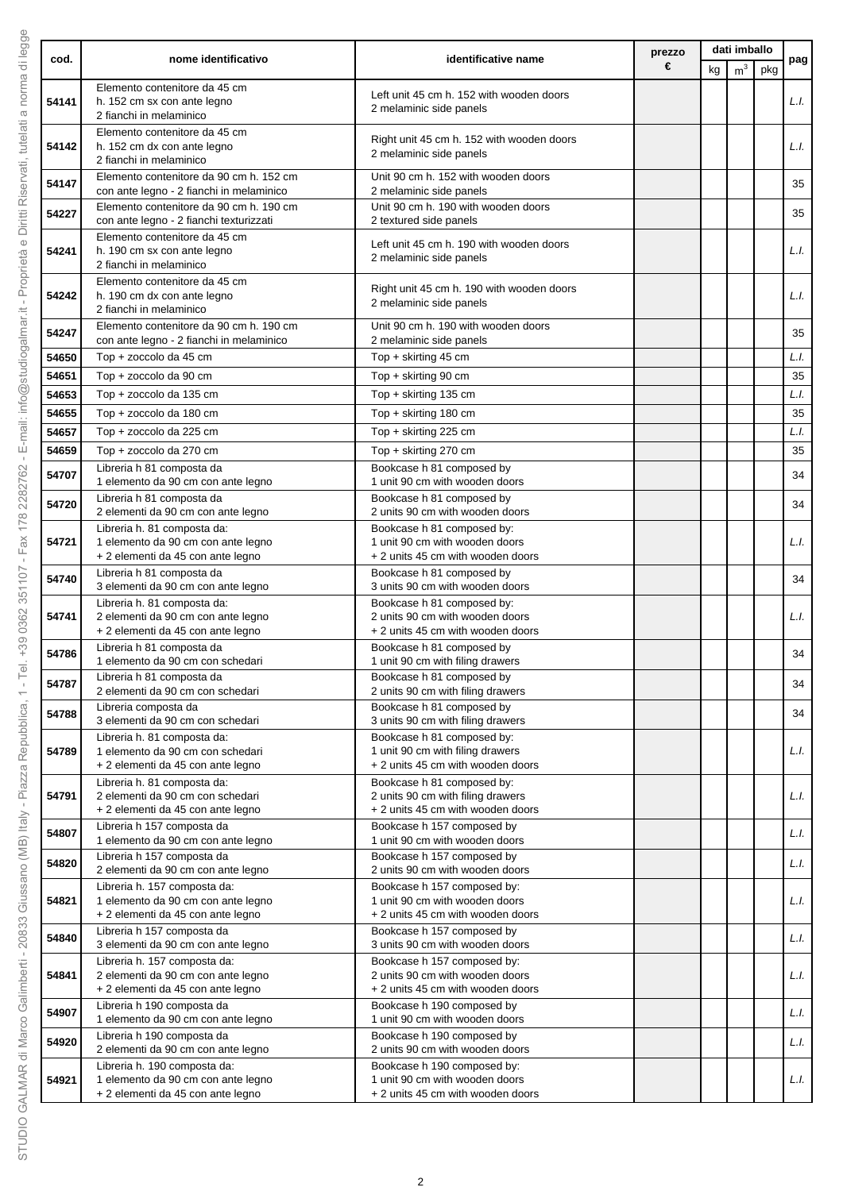| cod. | nome identificativo | identificative name | prezzo € | dati imballo | | | pag |
|---|---|---|---|---|---|---|---|
| | | | | kg | $m^3$ | pkg | |
| **54141** | Elemento contenitore da 45 cm h. 152 cm sx con ante legno 2 fianchi in melaminico | Left unit 45 cm h. 152 with wooden doors 2 melaminic side panels | | | | | *L.I.* |
| **54142** | Elemento contenitore da 45 cm h. 152 cm dx con ante legno 2 fianchi in melaminico | Right unit 45 cm h. 152 with wooden doors 2 melaminic side panels | | | | | *L.I.* |
| **54147** | Elemento contenitore da 90 cm h. 152 cm con ante legno - 2 fianchi in melaminico | Unit 90 cm h. 152 with wooden doors 2 melaminic side panels | | | | | 35 |
| **54227** | Elemento contenitore da 90 cm h. 190 cm con ante legno - 2 fianchi texturizzati | Unit 90 cm h. 190 with wooden doors 2 textured side panels | | | | | 35 |
| **54241** | Elemento contenitore da 45 cm h. 190 cm sx con ante legno 2 fianchi in melaminico | Left unit 45 cm h. 190 with wooden doors 2 melaminic side panels | | | | | *L.I.* |
| **54242** | Elemento contenitore da 45 cm h. 190 cm dx con ante legno 2 fianchi in melaminico | Right unit 45 cm h. 190 with wooden doors 2 melaminic side panels | | | | | *L.I.* |
| **54247** | Elemento contenitore da 90 cm h. 190 cm con ante legno - 2 fianchi in melaminico | Unit 90 cm h. 190 with wooden doors 2 melaminic side panels | | | | | 35 |
| **54650** | Top + zoccolo da 45 cm | Top + skirting 45 cm | | | | | *L.I.* |
| **54651** | Top + zoccolo da 90 cm | Top + skirting 90 cm | | | | | 35 |
| **54653** | Top + zoccolo da 135 cm | Top + skirting 135 cm | | | | | *L.I.* |
| **54655** | Top + zoccolo da 180 cm | Top + skirting 180 cm | | | | | 35 |
| **54657** | Top + zoccolo da 225 cm | Top + skirting 225 cm | | | | | *L.I.* |
| **54659** | Top + zoccolo da 270 cm | Top + skirting 270 cm | | | | | 35 |
| **54707** | Libreria h 81 composta da 1 elemento da 90 cm con ante legno | Bookcase h 81 composed by 1 unit 90 cm with wooden doors | | | | | 34 |
| **54720** | Libreria h 81 composta da 2 elementi da 90 cm con ante legno | Bookcase h 81 composed by 2 units 90 cm with wooden doors | | | | | 34 |
| **54721** | Libreria h. 81 composta da: 1 elemento da 90 cm con ante legno + 2 elementi da 45 con ante legno | Bookcase h 81 composed by: 1 unit 90 cm with wooden doors + 2 units 45 cm with wooden doors | | | | | *L.I.* |
| **54740** | Libreria h 81 composta da 3 elementi da 90 cm con ante legno | Bookcase h 81 composed by 3 units 90 cm with wooden doors | | | | | 34 |
| **54741** | Libreria h. 81 composta da: 2 elementi da 90 cm con ante legno + 2 elementi da 45 con ante legno | Bookcase h 81 composed by: 2 units 90 cm with wooden doors + 2 units 45 cm with wooden doors | | | | | *L.I.* |
| **54786** | Libreria h 81 composta da 1 elemento da 90 cm con schedari | Bookcase h 81 composed by 1 unit 90 cm with filing drawers | | | | | 34 |
| **54787** | Libreria h 81 composta da 2 elementi da 90 cm con schedari | Bookcase h 81 composed by 2 units 90 cm with filing drawers | | | | | 34 |
| **54788** | Libreria composta da 3 elementi da 90 cm con schedari | Bookcase h 81 composed by 3 units 90 cm with filing drawers | | | | | 34 |
| **54789** | Libreria h. 81 composta da: 1 elemento da 90 cm con schedari + 2 elementi da 45 con ante legno | Bookcase h 81 composed by: 1 unit 90 cm with filing drawers + 2 units 45 cm with wooden doors | | | | | *L.I.* |
| **54791** | Libreria h. 81 composta da: 2 elementi da 90 cm con schedari + 2 elementi da 45 con ante legno | Bookcase h 81 composed by: 2 units 90 cm with filing drawers + 2 units 45 cm with wooden doors | | | | | *L.I.* |
| **54807** | Libreria h 157 composta da 1 elemento da 90 cm con ante legno | Bookcase h 157 composed by 1 unit 90 cm with wooden doors | | | | | *L.I.* |
| **54820** | Libreria h 157 composta da 2 elementi da 90 cm con ante legno | Bookcase h 157 composed by 2 units 90 cm with wooden doors | | | | | *L.I.* |
| **54821** | Libreria h. 157 composta da: 1 elemento da 90 cm con ante legno + 2 elementi da 45 con ante legno | Bookcase h 157 composed by: 1 unit 90 cm with wooden doors + 2 units 45 cm with wooden doors | | | | | *L.I.* |
| **54840** | Libreria h 157 composta da 3 elementi da 90 cm con ante legno | Bookcase h 157 composed by 3 units 90 cm with wooden doors | | | | | *L.I.* |
| **54841** | Libreria h. 157 composta da: 2 elementi da 90 cm con ante legno + 2 elementi da 45 con ante legno | Bookcase h 157 composed by: 2 units 90 cm with wooden doors + 2 units 45 cm with wooden doors | | | | | *L.I.* |
| **54907** | Libreria h 190 composta da 1 elemento da 90 cm con ante legno | Bookcase h 190 composed by 1 unit 90 cm with wooden doors | | | | | *L.I.* |
| **54920** | Libreria h 190 composta da 2 elementi da 90 cm con ante legno | Bookcase h 190 composed by 2 units 90 cm with wooden doors | | | | | *L.I.* |
| **54921** | Libreria h. 190 composta da: 1 elemento da 90 cm con ante legno + 2 elementi da 45 con ante legno | Bookcase h 190 composed by: 1 unit 90 cm with wooden doors + 2 units 45 cm with wooden doors | | | | | *L.I.* |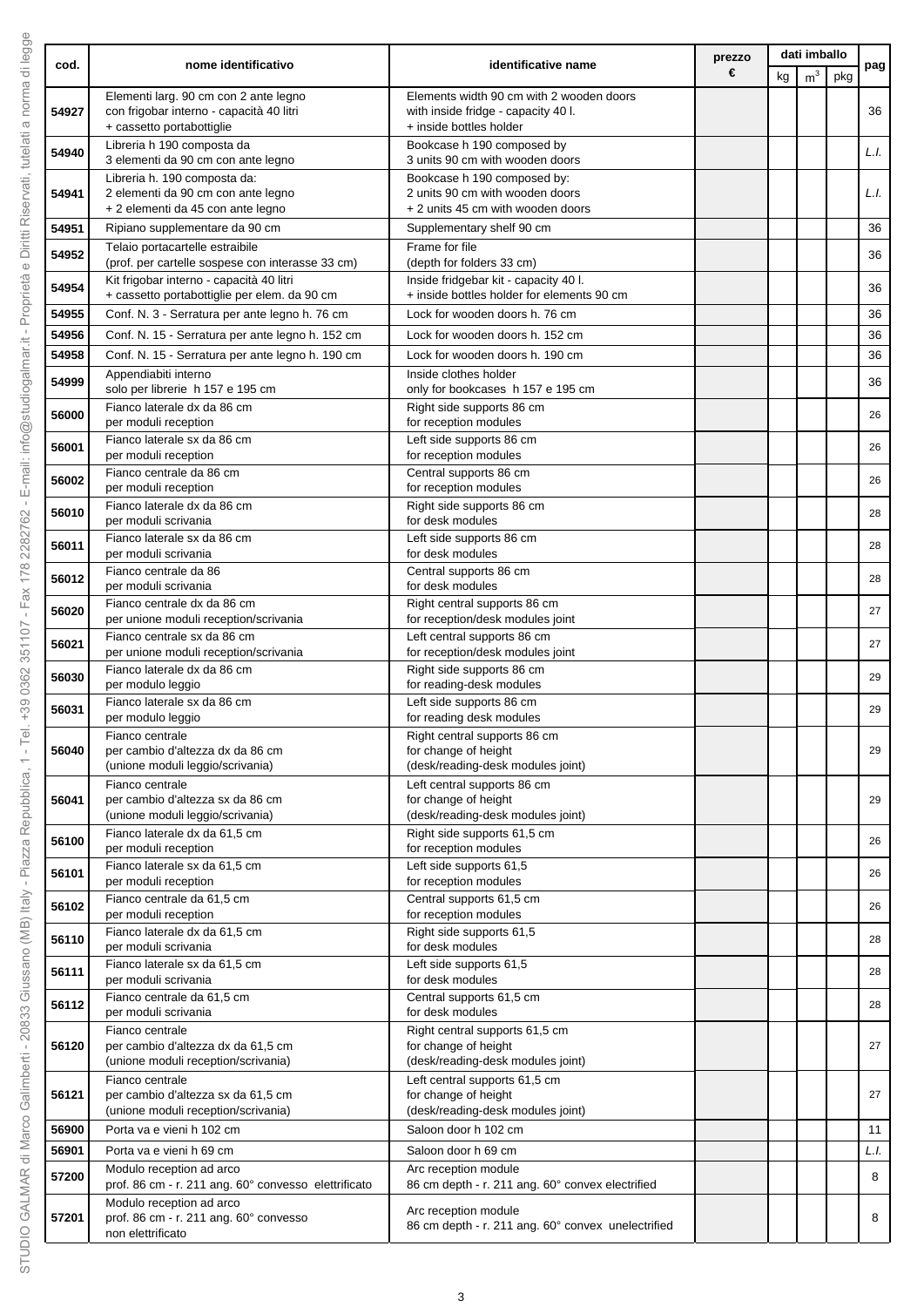| cod. | nome identificativo | identificative name | prezzo € | dati imballo | | | pag |
|---|---|---|---|---|---|---|---|
| | | | | kg | $m^3$ | pkg | |
| **54927** | Elementi larg. 90 cm con 2 ante legno con frigobar interno - capacità 40 litri + cassetto portabottiglie | Elements width 90 cm with 2 wooden doors with inside fridge - capacity 40 l. + inside bottles holder | | | | | 36 |
| **54940** | Libreria h 190 composta da 3 elementi da 90 cm con ante legno | Bookcase h 190 composed by 3 units 90 cm with wooden doors | | | | | *L.I.* |
| **54941** | Libreria h. 190 composta da: 2 elementi da 90 cm con ante legno + 2 elementi da 45 con ante legno | Bookcase h 190 composed by: 2 units 90 cm with wooden doors + 2 units 45 cm with wooden doors | | | | | *L.I.* |
| **54951** | Ripiano supplementare da 90 cm | Supplementary shelf 90 cm | | | | | 36 |
| **54952** | Telaio portacartelle estraibile (prof. per cartelle sospese con interasse 33 cm) | Frame for file (depth for folders 33 cm) | | | | | 36 |
| **54954** | Kit frigobar interno - capacità 40 litri + cassetto portabottiglie per elem. da 90 cm | Inside fridgebar kit - capacity 40 l. + inside bottles holder for elements 90 cm | | | | | 36 |
| **54955** | Conf. N. 3 - Serratura per ante legno h. 76 cm | Lock for wooden doors h. 76 cm | | | | | 36 |
| **54956** | Conf. N. 15 - Serratura per ante legno h. 152 cm | Lock for wooden doors h. 152 cm | | | | | 36 |
| **54958** | Conf. N. 15 - Serratura per ante legno h. 190 cm | Lock for wooden doors h. 190 cm | | | | | 36 |
| **54999** | Appendiabiti interno solo per librerie h 157 e 195 cm | Inside clothes holder only for bookcases h 157 e 195 cm | | | | | 36 |
| **56000** | Fianco laterale dx da 86 cm per moduli reception | Right side supports 86 cm for reception modules | | | | | 26 |
| **56001** | Fianco laterale sx da 86 cm per moduli reception | Left side supports 86 cm for reception modules | | | | | 26 |
| **56002** | Fianco centrale da 86 cm per moduli reception | Central supports 86 cm for reception modules | | | | | 26 |
| **56010** | Fianco laterale dx da 86 cm per moduli scrivania | Right side supports 86 cm for desk modules | | | | | 28 |
| **56011** | Fianco laterale sx da 86 cm per moduli scrivania | Left side supports 86 cm for desk modules | | | | | 28 |
| **56012** | Fianco centrale da 86 per moduli scrivania | Central supports 86 cm for desk modules | | | | | 28 |
| **56020** | Fianco centrale dx da 86 cm per unione moduli reception/scrivania | Right central supports 86 cm for reception/desk modules joint | | | | | 27 |
| **56021** | Fianco centrale sx da 86 cm per unione moduli reception/scrivania | Left central supports 86 cm for reception/desk modules joint | | | | | 27 |
| **56030** | Fianco laterale dx da 86 cm per modulo leggio | Right side supports 86 cm for reading-desk modules | | | | | 29 |
| **56031** | Fianco laterale sx da 86 cm per modulo leggio | Left side supports 86 cm for reading desk modules | | | | | 29 |
| **56040** | Fianco centrale per cambio d'altezza dx da 86 cm (unione moduli leggio/scrivania) | Right central supports 86 cm for change of height (desk/reading-desk modules joint) | | | | | 29 |
| **56041** | Fianco centrale per cambio d'altezza sx da 86 cm (unione moduli leggio/scrivania) | Left central supports 86 cm for change of height (desk/reading-desk modules joint) | | | | | 29 |
| **56100** | Fianco laterale dx da 61,5 cm per moduli reception | Right side supports 61,5 cm for reception modules | | | | | 26 |
| **56101** | Fianco laterale sx da 61,5 cm per moduli reception | Left side supports 61,5 for reception modules | | | | | 26 |
| **56102** | Fianco centrale da 61,5 cm per moduli reception | Central supports 61,5 cm for reception modules | | | | | 26 |
| **56110** | Fianco laterale dx da 61,5 cm per moduli scrivania | Right side supports 61,5 for desk modules | | | | | 28 |
| **56111** | Fianco laterale sx da 61,5 cm per moduli scrivania | Left side supports 61,5 for desk modules | | | | | 28 |
| **56112** | Fianco centrale da 61,5 cm per moduli scrivania | Central supports 61,5 cm for desk modules | | | | | 28 |
| **56120** | Fianco centrale per cambio d'altezza dx da 61,5 cm (unione moduli reception/scrivania) | Right central supports 61,5 cm for change of height (desk/reading-desk modules joint) | | | | | 27 |
| **56121** | Fianco centrale per cambio d'altezza sx da 61,5 cm (unione moduli reception/scrivania) | Left central supports 61,5 cm for change of height (desk/reading-desk modules joint) | | | | | 27 |
| **56900** | Porta va e vieni h 102 cm | Saloon door h 102 cm | | | | | 11 |
| **56901** | Porta va e vieni h 69 cm | Saloon door h 69 cm | | | | | *L.I.* |
| **57200** | Modulo reception ad arco prof. 86 cm - r. 211 ang. 60° convesso elettrificato | Arc reception module 86 cm depth - r. 211 ang. 60° convex electrified | | | | | 8 |
| **57201** | Modulo reception ad arco prof. 86 cm - r. 211 ang. 60° convesso non elettrificato | Arc reception module 86 cm depth - r. 211 ang. 60° convex unelectrified | | | | | 8 |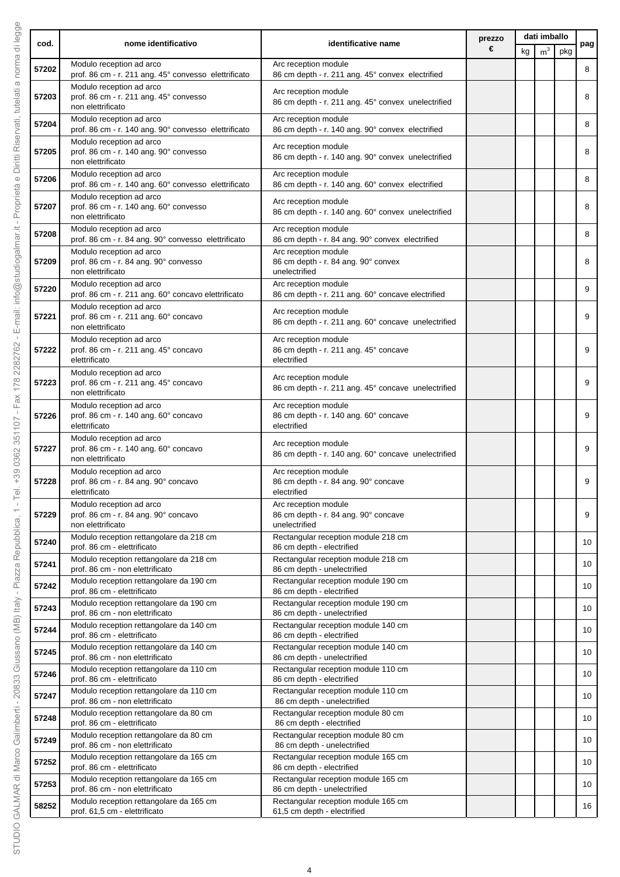| cod. | nome identificativo | identificative name | prezzo € | dati imballo | | | pag |
|---|---|---|---|---|---|---|---|
| | | | | kg | $m^3$ | pkg | |
| 57202 | Modulo reception ad arco prof. 86 cm - r. 211 ang. 45° convesso elettrificato | Arc reception module 86 cm depth - r. 211 ang. 45° convex electrified | | | | | 8 |
| 57203 | Modulo reception ad arco prof. 86 cm - r. 211 ang. 45° convesso non elettrificato | Arc reception module 86 cm depth - r. 211 ang. 45° convex unelectrified | | | | | 8 |
| 57204 | Modulo reception ad arco prof. 86 cm - r. 140 ang. 90° convesso elettrificato | Arc reception module 86 cm depth - r. 140 ang. 90° convex electrified | | | | | 8 |
| 57205 | Modulo reception ad arco prof. 86 cm - r. 140 ang. 90° convesso non elettrificato | Arc reception module 86 cm depth - r. 140 ang. 90° convex unelectrified | | | | | 8 |
| 57206 | Modulo reception ad arco prof. 86 cm - r. 140 ang. 60° convesso elettrificato | Arc reception module 86 cm depth - r. 140 ang. 60° convex electrified | | | | | 8 |
| 57207 | Modulo reception ad arco prof. 86 cm - r. 140 ang. 60° convesso non elettrificato | Arc reception module 86 cm depth - r. 140 ang. 60° convex unelectrified | | | | | 8 |
| 57208 | Modulo reception ad arco prof. 86 cm - r. 84 ang. 90° convesso elettrificato | Arc reception module 86 cm depth - r. 84 ang. 90° convex electrified | | | | | 8 |
| 57209 | Modulo reception ad arco prof. 86 cm - r. 84 ang. 90° convesso non elettrificato | Arc reception module 86 cm depth - r. 84 ang. 90° convex unelectrified | | | | | 8 |
| 57220 | Modulo reception ad arco prof. 86 cm - r. 211 ang. 60° concavo elettrificato | Arc reception module 86 cm depth - r. 211 ang. 60° concave electrified | | | | | 9 |
| 57221 | Modulo reception ad arco prof. 86 cm - r. 211 ang. 60° concavo non elettrificato | Arc reception module 86 cm depth - r. 211 ang. 60° concave unelectrified | | | | | 9 |
| 57222 | Modulo reception ad arco prof. 86 cm - r. 211 ang. 45° concavo elettrificato | Arc reception module 86 cm depth - r. 211 ang. 45° concave electrified | | | | | 9 |
| 57223 | Modulo reception ad arco prof. 86 cm - r. 211 ang. 45° concavo non elettrificato | Arc reception module 86 cm depth - r. 211 ang. 45° concave unelectrified | | | | | 9 |
| 57226 | Modulo reception ad arco prof. 86 cm - r. 140 ang. 60° concavo elettrificato | Arc reception module 86 cm depth - r. 140 ang. 60° concave electrified | | | | | 9 |
| 57227 | Modulo reception ad arco prof. 86 cm - r. 140 ang. 60° concavo non elettrificato | Arc reception module 86 cm depth - r. 140 ang. 60° concave unelectrified | | | | | 9 |
| 57228 | Modulo reception ad arco prof. 86 cm - r. 84 ang. 90° concavo elettrificato | Arc reception module 86 cm depth - r. 84 ang. 90° concave electrified | | | | | 9 |
| 57229 | Modulo reception ad arco prof. 86 cm - r. 84 ang. 90° concavo non elettrificato | Arc reception module 86 cm depth - r. 84 ang. 90° concave unelectrified | | | | | 9 |
| 57240 | Modulo reception rettangolare da 218 cm prof. 86 cm - elettrificato | Rectangular reception module 218 cm 86 cm depth - electrified | | | | | 10 |
| 57241 | Modulo reception rettangolare da 218 cm prof. 86 cm - non elettrificato | Rectangular reception module 218 cm 86 cm depth - unelectrified | | | | | 10 |
| 57242 | Modulo reception rettangolare da 190 cm prof. 86 cm - elettrificato | Rectangular reception module 190 cm 86 cm depth - electrified | | | | | 10 |
| 57243 | Modulo reception rettangolare da 190 cm prof. 86 cm - non elettrificato | Rectangular reception module 190 cm 86 cm depth - unelectrified | | | | | 10 |
| 57244 | Modulo reception rettangolare da 140 cm prof. 86 cm - elettrificato | Rectangular reception module 140 cm 86 cm depth - electrified | | | | | 10 |
| 57245 | Modulo reception rettangolare da 140 cm prof. 86 cm - non elettrificato | Rectangular reception module 140 cm 86 cm depth - unelectrified | | | | | 10 |
| 57246 | Modulo reception rettangolare da 110 cm prof. 86 cm - elettrificato | Rectangular reception module 110 cm 86 cm depth - electrified | | | | | 10 |
| 57247 | Modulo reception rettangolare da 110 cm prof. 86 cm - non elettrificato | Rectangular reception module 110 cm 86 cm depth - unelectrified | | | | | 10 |
| 57248 | Modulo reception rettangolare da 80 cm prof. 86 cm - elettrificato | Rectangular reception module 80 cm 86 cm depth - electrified | | | | | 10 |
| 57249 | Modulo reception rettangolare da 80 cm prof. 86 cm - non elettrificato | Rectangular reception module 80 cm 86 cm depth - unelectrified | | | | | 10 |
| 57252 | Modulo reception rettangolare da 165 cm prof. 86 cm - elettrificato | Rectangular reception module 165 cm 86 cm depth - electrified | | | | | 10 |
| 57253 | Modulo reception rettangolare da 165 cm prof. 86 cm - non elettrificato | Rectangular reception module 165 cm 86 cm depth - unelectrified | | | | | 10 |
| 58252 | Modulo reception rettangolare da 165 cm prof. 61,5 cm - elettrificato | Rectangular reception module 165 cm 61,5 cm depth - electrified | | | | | 16 |

STUDIO GALMAR di Marco Galimberti - 20833 Giussano (MB) Italy - Piazza Repubblica, 1 - Tel. +39 0362 351107 - Fax 178 2282762 - E-mail: info@studiogalmar.it - Proprietà e Diritti Riservati, tutelati a norma di legge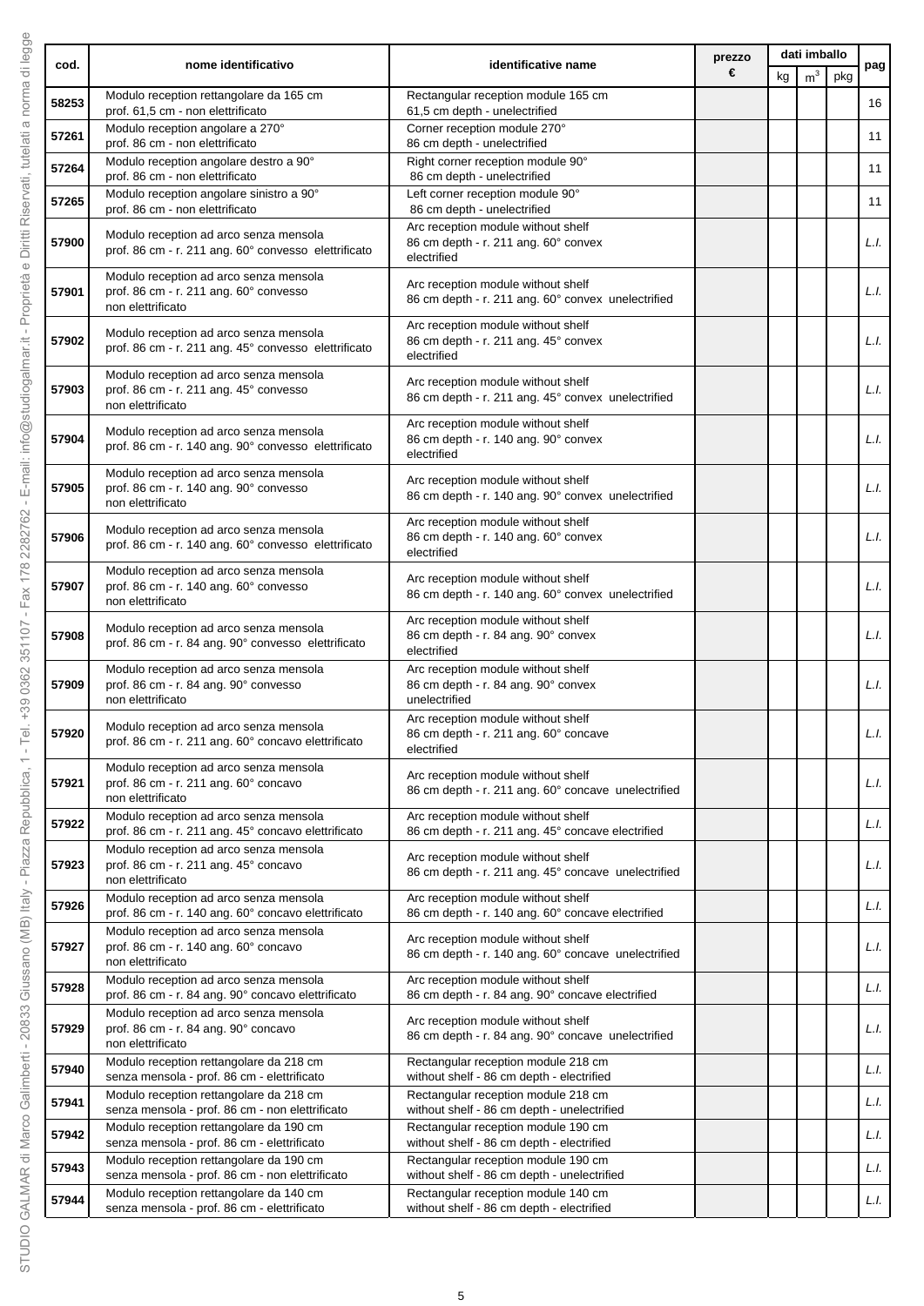| cod. | nome identificativo | identificative name | prezzo € | dati imballo | | | pag |
|---|---|---|---|---|---|---|---|
| | | | | kg | $m^3$ | pkg | |
| **58253** | Modulo reception rettangolare da 165 cm prof. 61,5 cm - non elettrificato | Rectangular reception module 165 cm 61,5 cm depth - unelectrified | | | | | 16 |
| **57261** | Modulo reception angolare a 270° prof. 86 cm - non elettrificato | Corner reception module 270° 86 cm depth - unelectrified | | | | | 11 |
| **57264** | Modulo reception angolare destro a 90° prof. 86 cm - non elettrificato | Right corner reception module 90° 86 cm depth - unelectrified | | | | | 11 |
| **57265** | Modulo reception angolare sinistro a 90° prof. 86 cm - non elettrificato | Left corner reception module 90° 86 cm depth - unelectrified | | | | | 11 |
| **57900** | Modulo reception ad arco senza mensola prof. 86 cm - r. 211 ang. 60° convesso elettrificato | Arc reception module without shelf 86 cm depth - r. 211 ang. 60° convex electrified | | | | | *L.I.* |
| **57901** | Modulo reception ad arco senza mensola prof. 86 cm - r. 211 ang. 60° convesso non elettrificato | Arc reception module without shelf 86 cm depth - r. 211 ang. 60° convex unelectrified | | | | | *L.I.* |
| **57902** | Modulo reception ad arco senza mensola prof. 86 cm - r. 211 ang. 45° convesso elettrificato | Arc reception module without shelf 86 cm depth - r. 211 ang. 45° convex electrified | | | | | *L.I.* |
| **57903** | Modulo reception ad arco senza mensola prof. 86 cm - r. 211 ang. 45° convesso non elettrificato | Arc reception module without shelf 86 cm depth - r. 211 ang. 45° convex unelectrified | | | | | *L.I.* |
| **57904** | Modulo reception ad arco senza mensola prof. 86 cm - r. 140 ang. 90° convesso elettrificato | Arc reception module without shelf 86 cm depth - r. 140 ang. 90° convex electrified | | | | | *L.I.* |
| **57905** | Modulo reception ad arco senza mensola prof. 86 cm - r. 140 ang. 90° convesso non elettrificato | Arc reception module without shelf 86 cm depth - r. 140 ang. 90° convex unelectrified | | | | | *L.I.* |
| **57906** | Modulo reception ad arco senza mensola prof. 86 cm - r. 140 ang. 60° convesso elettrificato | Arc reception module without shelf 86 cm depth - r. 140 ang. 60° convex electrified | | | | | *L.I.* |
| **57907** | Modulo reception ad arco senza mensola prof. 86 cm - r. 140 ang. 60° convesso non elettrificato | Arc reception module without shelf 86 cm depth - r. 140 ang. 60° convex unelectrified | | | | | *L.I.* |
| **57908** | Modulo reception ad arco senza mensola prof. 86 cm - r. 84 ang. 90° convesso elettrificato | Arc reception module without shelf 86 cm depth - r. 84 ang. 90° convex electrified | | | | | *L.I.* |
| **57909** | Modulo reception ad arco senza mensola prof. 86 cm - r. 84 ang. 90° convesso non elettrificato | Arc reception module without shelf 86 cm depth - r. 84 ang. 90° convex unelectrified | | | | | *L.I.* |
| **57920** | Modulo reception ad arco senza mensola prof. 86 cm - r. 211 ang. 60° concavo elettrificato | Arc reception module without shelf 86 cm depth - r. 211 ang. 60° concave electrified | | | | | *L.I.* |
| **57921** | Modulo reception ad arco senza mensola prof. 86 cm - r. 211 ang. 60° concavo non elettrificato | Arc reception module without shelf 86 cm depth - r. 211 ang. 60° concave unelectrified | | | | | *L.I.* |
| **57922** | Modulo reception ad arco senza mensola prof. 86 cm - r. 211 ang. 45° concavo elettrificato | Arc reception module without shelf 86 cm depth - r. 211 ang. 45° concave electrified | | | | | *L.I.* |
| **57923** | Modulo reception ad arco senza mensola prof. 86 cm - r. 211 ang. 45° concavo non elettrificato | Arc reception module without shelf 86 cm depth - r. 211 ang. 45° concave unelectrified | | | | | *L.I.* |
| **57926** | Modulo reception ad arco senza mensola prof. 86 cm - r. 140 ang. 60° concavo elettrificato | Arc reception module without shelf 86 cm depth - r. 140 ang. 60° concave electrified | | | | | *L.I.* |
| **57927** | Modulo reception ad arco senza mensola prof. 86 cm - r. 140 ang. 60° concavo non elettrificato | Arc reception module without shelf 86 cm depth - r. 140 ang. 60° concave unelectrified | | | | | *L.I.* |
| **57928** | Modulo reception ad arco senza mensola prof. 86 cm - r. 84 ang. 90° concavo elettrificato | Arc reception module without shelf 86 cm depth - r. 84 ang. 90° concave electrified | | | | | *L.I.* |
| **57929** | Modulo reception ad arco senza mensola prof. 86 cm - r. 84 ang. 90° concavo non elettrificato | Arc reception module without shelf 86 cm depth - r. 84 ang. 90° concave unelectrified | | | | | *L.I.* |
| **57940** | Modulo reception rettangolare da 218 cm senza mensola - prof. 86 cm - elettrificato | Rectangular reception module 218 cm without shelf - 86 cm depth - electrified | | | | | *L.I.* |
| **57941** | Modulo reception rettangolare da 218 cm senza mensola - prof. 86 cm - non elettrificato | Rectangular reception module 218 cm without shelf - 86 cm depth - unelectrified | | | | | *L.I.* |
| **57942** | Modulo reception rettangolare da 190 cm senza mensola - prof. 86 cm - elettrificato | Rectangular reception module 190 cm without shelf - 86 cm depth - electrified | | | | | *L.I.* |
| **57943** | Modulo reception rettangolare da 190 cm senza mensola - prof. 86 cm - non elettrificato | Rectangular reception module 190 cm without shelf - 86 cm depth - unelectrified | | | | | *L.I.* |
| **57944** | Modulo reception rettangolare da 140 cm senza mensola - prof. 86 cm - elettrificato | Rectangular reception module 140 cm without shelf - 86 cm depth - electrified | | | | | *L.I.* |

STUDIO GALMAR di Marco Galimberti - 20833 Giussano (MB) Italy - Piazza Repubblica, 1 - Tel. +39 0362 351107 - Fax 178 2282762 - E-mail: info@studiogalmar.it - Proprietà e Diritti Riservati, tutelati a norma di legge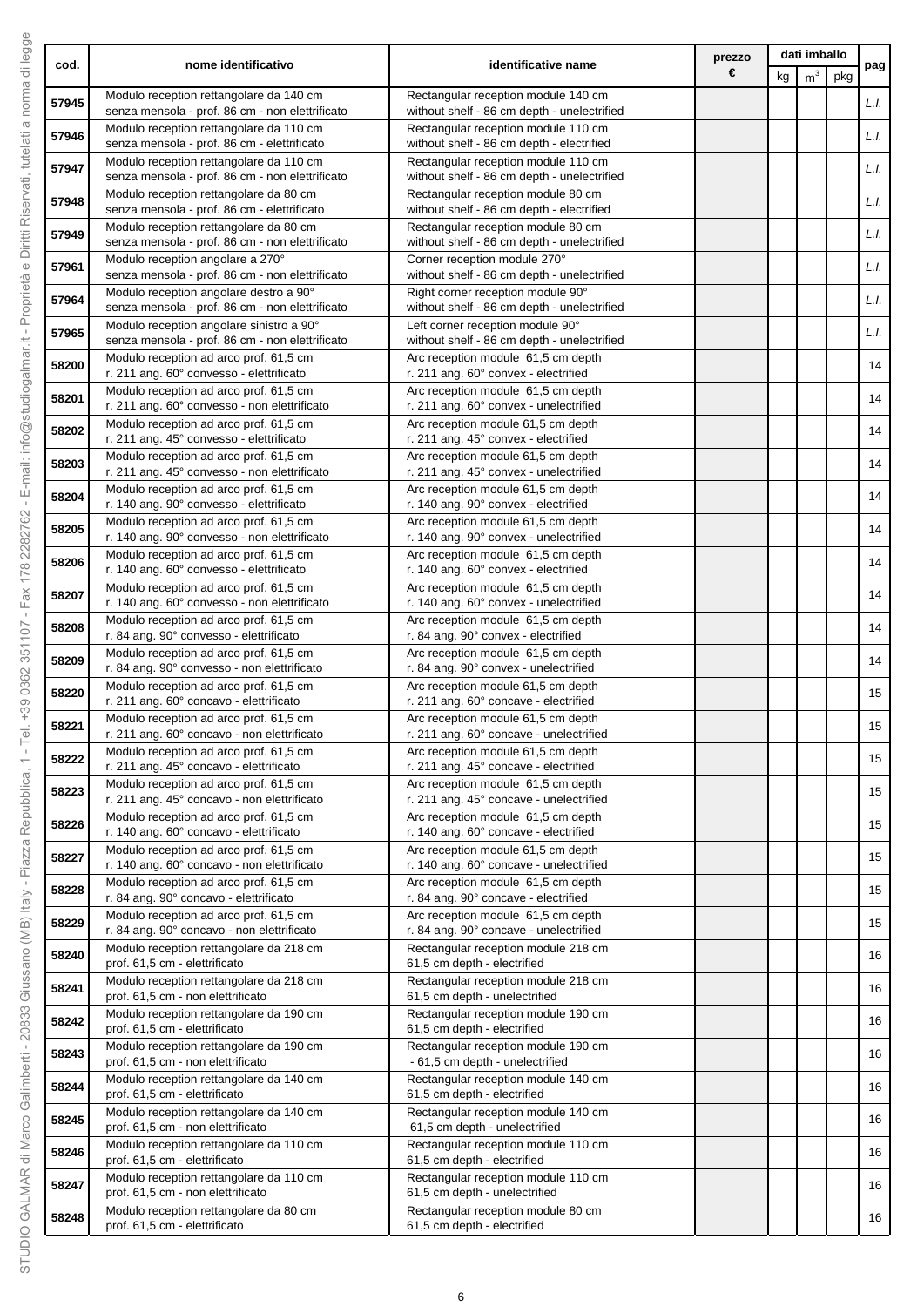| cod. | nome identificativo | identificative name | prezzo € | dati imballo | | | pag |
|---|---|---|---|---|---|---|---|
| | | | | kg | $m^3$ | pkg | |
| 57945 | Modulo reception rettangolare da 140 cm senza mensola - prof. 86 cm - non elettrificato | Rectangular reception module 140 cm without shelf - 86 cm depth - unelectrified | | | | | L.I. |
| 57946 | Modulo reception rettangolare da 110 cm senza mensola - prof. 86 cm - elettrificato | Rectangular reception module 110 cm without shelf - 86 cm depth - electrified | | | | | L.I. |
| 57947 | Modulo reception rettangolare da 110 cm senza mensola - prof. 86 cm - non elettrificato | Rectangular reception module 110 cm without shelf - 86 cm depth - unelectrified | | | | | L.I. |
| 57948 | Modulo reception rettangolare da 80 cm senza mensola - prof. 86 cm - elettrificato | Rectangular reception module 80 cm without shelf - 86 cm depth - electrified | | | | | L.I. |
| 57949 | Modulo reception rettangolare da 80 cm senza mensola - prof. 86 cm - non elettrificato | Rectangular reception module 80 cm without shelf - 86 cm depth - unelectrified | | | | | L.I. |
| 57961 | Modulo reception angolare a 270° senza mensola - prof. 86 cm - non elettrificato | Corner reception module 270° without shelf - 86 cm depth - unelectrified | | | | | L.I. |
| 57964 | Modulo reception angolare destro a 90° senza mensola - prof. 86 cm - non elettrificato | Right corner reception module 90° without shelf - 86 cm depth - unelectrified | | | | | L.I. |
| 57965 | Modulo reception angolare sinistro a 90° senza mensola - prof. 86 cm - non elettrificato | Left corner reception module 90° without shelf - 86 cm depth - unelectrified | | | | | L.I. |
| 58200 | Modulo reception ad arco prof. 61,5 cm r. 211 ang. 60° convesso - elettrificato | Arc reception module 61,5 cm depth r. 211 ang. 60° convex - electrified | | | | | 14 |
| 58201 | Modulo reception ad arco prof. 61,5 cm r. 211 ang. 60° convesso - non elettrificato | Arc reception module 61,5 cm depth r. 211 ang. 60° convex - unelectrified | | | | | 14 |
| 58202 | Modulo reception ad arco prof. 61,5 cm r. 211 ang. 45° convesso - elettrificato | Arc reception module 61,5 cm depth r. 211 ang. 45° convex - electrified | | | | | 14 |
| 58203 | Modulo reception ad arco prof. 61,5 cm r. 211 ang. 45° convesso - non elettrificato | Arc reception module 61,5 cm depth r. 211 ang. 45° convex - unelectrified | | | | | 14 |
| 58204 | Modulo reception ad arco prof. 61,5 cm r. 140 ang. 90° convesso - elettrificato | Arc reception module 61,5 cm depth r. 140 ang. 90° convex - electrified | | | | | 14 |
| 58205 | Modulo reception ad arco prof. 61,5 cm r. 140 ang. 90° convesso - non elettrificato | Arc reception module 61,5 cm depth r. 140 ang. 90° convex - unelectrified | | | | | 14 |
| 58206 | Modulo reception ad arco prof. 61,5 cm r. 140 ang. 60° convesso - elettrificato | Arc reception module 61,5 cm depth r. 140 ang. 60° convex - electrified | | | | | 14 |
| 58207 | Modulo reception ad arco prof. 61,5 cm r. 140 ang. 60° convesso - non elettrificato | Arc reception module 61,5 cm depth r. 140 ang. 60° convex - unelectrified | | | | | 14 |
| 58208 | Modulo reception ad arco prof. 61,5 cm r. 84 ang. 90° convesso - elettrificato | Arc reception module 61,5 cm depth r. 84 ang. 90° convex - electrified | | | | | 14 |
| 58209 | Modulo reception ad arco prof. 61,5 cm r. 84 ang. 90° convesso - non elettrificato | Arc reception module 61,5 cm depth r. 84 ang. 90° convex - unelectrified | | | | | 14 |
| 58220 | Modulo reception ad arco prof. 61,5 cm r. 211 ang. 60° concavo - elettrificato | Arc reception module 61,5 cm depth r. 211 ang. 60° concave - electrified | | | | | 15 |
| 58221 | Modulo reception ad arco prof. 61,5 cm r. 211 ang. 60° concavo - non elettrificato | Arc reception module 61,5 cm depth r. 211 ang. 60° concave - unelectrified | | | | | 15 |
| 58222 | Modulo reception ad arco prof. 61,5 cm r. 211 ang. 45° concavo - elettrificato | Arc reception module 61,5 cm depth r. 211 ang. 45° concave - electrified | | | | | 15 |
| 58223 | Modulo reception ad arco prof. 61,5 cm r. 211 ang. 45° concavo - non elettrificato | Arc reception module 61,5 cm depth r. 211 ang. 45° concave - unelectrified | | | | | 15 |
| 58226 | Modulo reception ad arco prof. 61,5 cm r. 140 ang. 60° concavo - elettrificato | Arc reception module 61,5 cm depth r. 140 ang. 60° concave - electrified | | | | | 15 |
| 58227 | Modulo reception ad arco prof. 61,5 cm r. 140 ang. 60° concavo - non elettrificato | Arc reception module 61,5 cm depth r. 140 ang. 60° concave - unelectrified | | | | | 15 |
| 58228 | Modulo reception ad arco prof. 61,5 cm r. 84 ang. 90° concavo - elettrificato | Arc reception module 61,5 cm depth r. 84 ang. 90° concave - electrified | | | | | 15 |
| 58229 | Modulo reception ad arco prof. 61,5 cm r. 84 ang. 90° concavo - non elettrificato | Arc reception module 61,5 cm depth r. 84 ang. 90° concave - unelectrified | | | | | 15 |
| 58240 | Modulo reception rettangolare da 218 cm prof. 61,5 cm - elettrificato | Rectangular reception module 218 cm 61,5 cm depth - electrified | | | | | 16 |
| 58241 | Modulo reception rettangolare da 218 cm prof. 61,5 cm - non elettrificato | Rectangular reception module 218 cm 61,5 cm depth - unelectrified | | | | | 16 |
| 58242 | Modulo reception rettangolare da 190 cm prof. 61,5 cm - elettrificato | Rectangular reception module 190 cm 61,5 cm depth - electrified | | | | | 16 |
| 58243 | Modulo reception rettangolare da 190 cm prof. 61,5 cm - non elettrificato | Rectangular reception module 190 cm - 61,5 cm depth - unelectrified | | | | | 16 |
| 58244 | Modulo reception rettangolare da 140 cm prof. 61,5 cm - elettrificato | Rectangular reception module 140 cm 61,5 cm depth - electrified | | | | | 16 |
| 58245 | Modulo reception rettangolare da 140 cm prof. 61,5 cm - non elettrificato | Rectangular reception module 140 cm 61,5 cm depth - unelectrified | | | | | 16 |
| 58246 | Modulo reception rettangolare da 110 cm prof. 61,5 cm - elettrificato | Rectangular reception module 110 cm 61,5 cm depth - electrified | | | | | 16 |
| 58247 | Modulo reception rettangolare da 110 cm prof. 61,5 cm - non elettrificato | Rectangular reception module 110 cm 61,5 cm depth - unelectrified | | | | | 16 |
| 58248 | Modulo reception rettangolare da 80 cm prof. 61,5 cm - elettrificato | Rectangular reception module 80 cm 61,5 cm depth - electrified | | | | | 16 |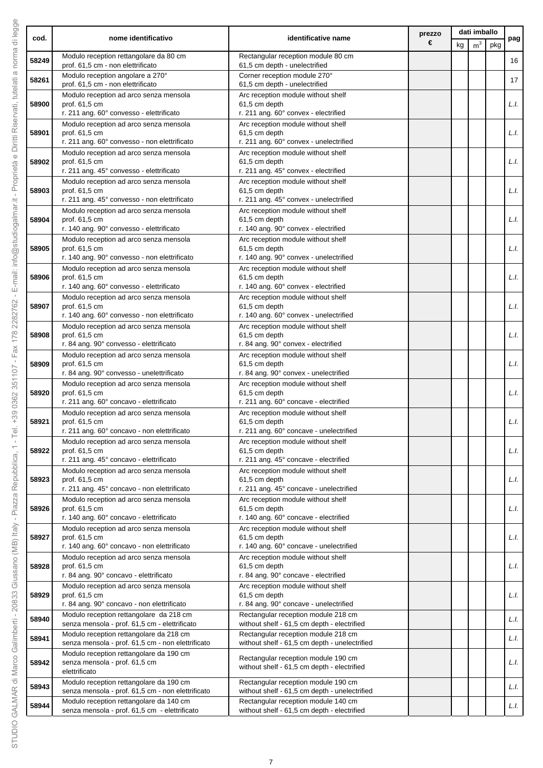| cod. | nome identificativo | identificative name | prezzo € | dati imballo | | | pag |
|---|---|---|---|---|---|---|---|
| | | | | kg | m³ | pkg | |
| **58249** | Modulo reception rettangolare da 80 cm prof. 61,5 cm - non elettrificato | Rectangular reception module 80 cm 61,5 cm depth - unelectrified | | | | | 16 |
| **58261** | Modulo reception angolare a 270° prof. 61,5 cm - non elettrificato | Corner reception module 270° 61,5 cm depth - unelectrified | | | | | 17 |
| **58900** | Modulo reception ad arco senza mensola prof. 61,5 cm r. 211 ang. 60° convesso - elettrificato | Arc reception module without shelf 61,5 cm depth r. 211 ang. 60° convex - electrified | | | | | *L.I.* |
| **58901** | Modulo reception ad arco senza mensola prof. 61,5 cm r. 211 ang. 60° convesso - non elettrificato | Arc reception module without shelf 61,5 cm depth r. 211 ang. 60° convex - unelectrified | | | | | *L.I.* |
| **58902** | Modulo reception ad arco senza mensola prof. 61,5 cm r. 211 ang. 45° convesso - elettrificato | Arc reception module without shelf 61,5 cm depth r. 211 ang. 45° convex - electrified | | | | | *L.I.* |
| **58903** | Modulo reception ad arco senza mensola prof. 61,5 cm r. 211 ang. 45° convesso - non elettrificato | Arc reception module without shelf 61,5 cm depth r. 211 ang. 45° convex - unelectrified | | | | | *L.I.* |
| **58904** | Modulo reception ad arco senza mensola prof. 61,5 cm r. 140 ang. 90° convesso - elettrificato | Arc reception module without shelf 61,5 cm depth r. 140 ang. 90° convex - electrified | | | | | *L.I.* |
| **58905** | Modulo reception ad arco senza mensola prof. 61,5 cm r. 140 ang. 90° convesso - non elettrificato | Arc reception module without shelf 61,5 cm depth r. 140 ang. 90° convex - unelectrified | | | | | *L.I.* |
| **58906** | Modulo reception ad arco senza mensola prof. 61,5 cm r. 140 ang. 60° convesso - elettrificato | Arc reception module without shelf 61,5 cm depth r. 140 ang. 60° convex - electrified | | | | | *L.I.* |
| **58907** | Modulo reception ad arco senza mensola prof. 61,5 cm r. 140 ang. 60° convesso - non elettrificato | Arc reception module without shelf 61,5 cm depth r. 140 ang. 60° convex - unelectrified | | | | | *L.I.* |
| **58908** | Modulo reception ad arco senza mensola prof. 61,5 cm r. 84 ang. 90° convesso - elettrificato | Arc reception module without shelf 61,5 cm depth r. 84 ang. 90° convex - electrified | | | | | *L.I.* |
| **58909** | Modulo reception ad arco senza mensola prof. 61,5 cm r. 84 ang. 90° convesso - unelettrificato | Arc reception module without shelf 61,5 cm depth r. 84 ang. 90° convex - unelectrified | | | | | *L.I.* |
| **58920** | Modulo reception ad arco senza mensola prof. 61,5 cm r. 211 ang. 60° concavo - elettrificato | Arc reception module without shelf 61,5 cm depth r. 211 ang. 60° concave - electrified | | | | | *L.I.* |
| **58921** | Modulo reception ad arco senza mensola prof. 61,5 cm r. 211 ang. 60° concavo - non elettrificato | Arc reception module without shelf 61,5 cm depth r. 211 ang. 60° concave - unelectrified | | | | | *L.I.* |
| **58922** | Modulo reception ad arco senza mensola prof. 61,5 cm r. 211 ang. 45° concavo - elettrificato | Arc reception module without shelf 61,5 cm depth r. 211 ang. 45° concave - electrified | | | | | *L.I.* |
| **58923** | Modulo reception ad arco senza mensola prof. 61,5 cm r. 211 ang. 45° concavo - non elettrificato | Arc reception module without shelf 61,5 cm depth r. 211 ang. 45° concave - unelectrified | | | | | *L.I.* |
| **58926** | Modulo reception ad arco senza mensola prof. 61,5 cm r. 140 ang. 60° concavo - elettrificato | Arc reception module without shelf 61,5 cm depth r. 140 ang. 60° concave - electrified | | | | | *L.I.* |
| **58927** | Modulo reception ad arco senza mensola prof. 61,5 cm r. 140 ang. 60° concavo - non elettrificato | Arc reception module without shelf 61,5 cm depth r. 140 ang. 60° concave - unelectrified | | | | | *L.I.* |
| **58928** | Modulo reception ad arco senza mensola prof. 61,5 cm r. 84 ang. 90° concavo - elettrificato | Arc reception module without shelf 61,5 cm depth r. 84 ang. 90° concave - electrified | | | | | *L.I.* |
| **58929** | Modulo reception ad arco senza mensola prof. 61,5 cm r. 84 ang. 90° concavo - non elettrificato | Arc reception module without shelf 61,5 cm depth r. 84 ang. 90° concave - unelectrified | | | | | *L.I.* |
| **58940** | Modulo reception rettangolare da 218 cm senza mensola - prof. 61,5 cm - elettrificato | Rectangular reception module 218 cm without shelf - 61,5 cm depth - electrified | | | | | *L.I.* |
| **58941** | Modulo reception rettangolare da 218 cm senza mensola - prof. 61,5 cm - non elettrificato | Rectangular reception module 218 cm without shelf - 61,5 cm depth - unelectrified | | | | | *L.I.* |
| **58942** | Modulo reception rettangolare da 190 cm senza mensola - prof. 61,5 cm elettrificato | Rectangular reception module 190 cm without shelf - 61,5 cm depth - electrified | | | | | *L.I.* |
| **58943** | Modulo reception rettangolare da 190 cm senza mensola - prof. 61,5 cm - non elettrificato | Rectangular reception module 190 cm without shelf - 61,5 cm depth - unelectrified | | | | | *L.I.* |
| **58944** | Modulo reception rettangolare da 140 cm senza mensola - prof. 61,5 cm - elettrificato | Rectangular reception module 140 cm without shelf - 61,5 cm depth - electrified | | | | | *L.I.* |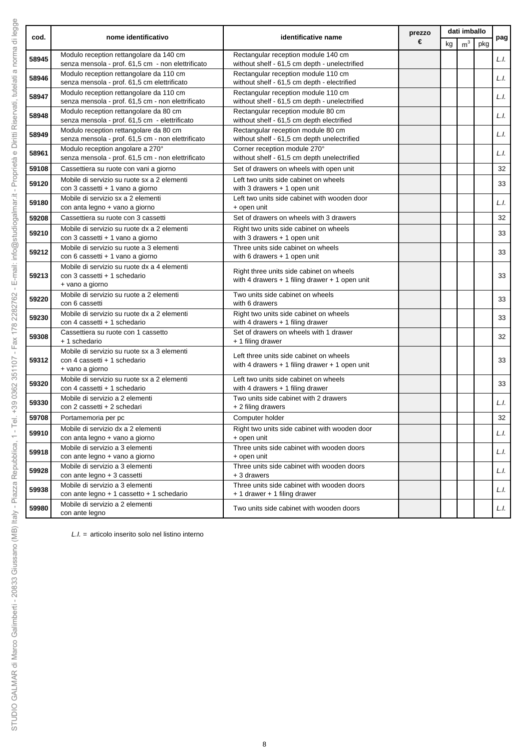| cod. | nome identificativo | identificative name | prezzo € | dati imballo | | | pag |
|---|---|---|---|---|---|---|---|
| | | | | kg | $m^3$ | pkg | |
| **58945** | Modulo reception rettangolare da 140 cm senza mensola - prof. 61,5 cm - non elettrificato | Rectangular reception module 140 cm without shelf - 61,5 cm depth - unelectrified | | | | | *L.I.* |
| **58946** | Modulo reception rettangolare da 110 cm senza mensola - prof. 61,5 cm elettrificato | Rectangular reception module 110 cm without shelf - 61,5 cm depth - electrified | | | | | *L.I.* |
| **58947** | Modulo reception rettangolare da 110 cm senza mensola - prof. 61,5 cm - non elettrificato | Rectangular reception module 110 cm without shelf - 61,5 cm depth - unelectrified | | | | | *L.I.* |
| **58948** | Modulo reception rettangolare da 80 cm senza mensola - prof. 61,5 cm - elettrificato | Rectangular reception module 80 cm without shelf - 61,5 cm depth electrified | | | | | *L.I.* |
| **58949** | Modulo reception rettangolare da 80 cm senza mensola - prof. 61,5 cm - non elettrificato | Rectangular reception module 80 cm without shelf - 61,5 cm depth unelectrified | | | | | *L.I.* |
| **58961** | Modulo reception angolare a 270° senza mensola - prof. 61,5 cm - non elettrificato | Corner reception module 270° without shelf - 61,5 cm depth unelectrified | | | | | *L.I.* |
| **59108** | Cassettiera su ruote con vani a giorno | Set of drawers on wheels with open unit | | | | | 32 |
| **59120** | Mobile di servizio su ruote sx a 2 elementi con 3 cassetti + 1 vano a giorno | Left two units side cabinet on wheels with 3 drawers + 1 open unit | | | | | 33 |
| **59180** | Mobile di servizio sx a 2 elementi con anta legno + vano a giorno | Left two units side cabinet with wooden door + open unit | | | | | *L.I.* |
| **59208** | Cassettiera su ruote con 3 cassetti | Set of drawers on wheels with 3 drawers | | | | | 32 |
| **59210** | Mobile di servizio su ruote dx a 2 elementi con 3 cassetti + 1 vano a giorno | Right two units side cabinet on wheels with 3 drawers + 1 open unit | | | | | 33 |
| **59212** | Mobile di servizio su ruote a 3 elementi con 6 cassetti + 1 vano a giorno | Three units side cabinet on wheels with 6 drawers + 1 open unit | | | | | 33 |
| **59213** | Mobile di servizio su ruote dx a 4 elementi con 3 cassetti + 1 schedario + vano a giorno | Right three units side cabinet on wheels with 4 drawers + 1 filing drawer + 1 open unit | | | | | 33 |
| **59220** | Mobile di servizio su ruote a 2 elementi con 6 cassetti | Two units side cabinet on wheels with 6 drawers | | | | | 33 |
| **59230** | Mobile di servizio su ruote dx a 2 elementi con 4 cassetti + 1 schedario | Right two units side cabinet on wheels with 4 drawers + 1 filing drawer | | | | | 33 |
| **59308** | Cassettiera su ruote con 1 cassetto + 1 schedario | Set of drawers on wheels with 1 drawer + 1 filing drawer | | | | | 32 |
| **59312** | Mobile di servizio su ruote sx a 3 elementi con 4 cassetti + 1 schedario + vano a giorno | Left three units side cabinet on wheels with 4 drawers + 1 filing drawer + 1 open unit | | | | | 33 |
| **59320** | Mobile di servizio su ruote sx a 2 elementi con 4 cassetti + 1 schedario | Left two units side cabinet on wheels with 4 drawers + 1 filing drawer | | | | | 33 |
| **59330** | Mobile di servizio a 2 elementi con 2 cassetti + 2 schedari | Two units side cabinet with 2 drawers + 2 filing drawers | | | | | *L.I.* |
| **59708** | Portamemoria per pc | Computer holder | | | | | 32 |
| **59910** | Mobile di servizio dx a 2 elementi con anta legno + vano a giorno | Right two units side cabinet with wooden door + open unit | | | | | *L.I.* |
| **59918** | Mobile di servizio a 3 elementi con ante legno + vano a giorno | Three units side cabinet with wooden doors + open unit | | | | | *L.I.* |
| **59928** | Mobile di servizio a 3 elementi con ante legno + 3 cassetti | Three units side cabinet with wooden doors + 3 drawers | | | | | *L.I.* |
| **59938** | Mobile di servizio a 3 elementi con ante legno + 1 cassetto + 1 schedario | Three units side cabinet with wooden doors + 1 drawer + 1 filing drawer | | | | | *L.I.* |
| **59980** | Mobile di servizio a 2 elementi con ante legno | Two units side cabinet with wooden doors | | | | | *L.I.* |

*L.I.* = articolo inserito solo nel listino interno

STUDIO GALMAR di Marco Galimberti - 20833 Giussano (MB) Italy - Piazza Repubblica, 1 - Tel. +39 0362 351107 - Fax 178 2282762 - E-mail: info@studiogalmar.it - Proprietà e Diritti Riservati, tutelati a norma di legge